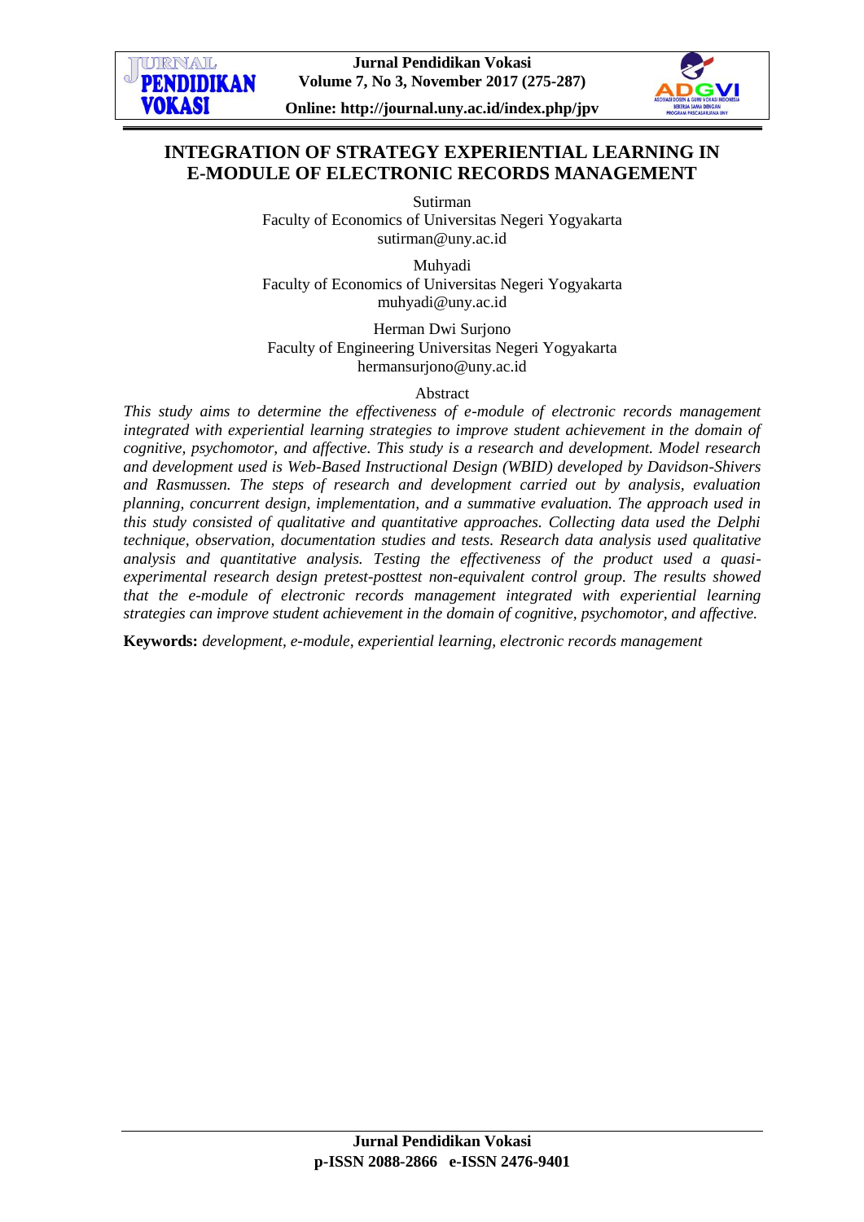# INTEGRATION OF STRATEGY EXPERIENTIAL LEARNING IN E-MODULE OF ELECTRONIC RECORDS MANAGEMENT

Sutirman
Faculty of Economics of Universitas Negeri Yogyakarta
sutirman@uny.ac.id

Muhyadi
Faculty of Economics of Universitas Negeri Yogyakarta
muhyadi@uny.ac.id

Herman Dwi Surjono
Faculty of Engineering Universitas Negeri Yogyakarta
hermansurjono@uny.ac.id

## Abstract

*This study aims to determine the effectiveness of e-module of electronic records management integrated with experiential learning strategies to improve student achievement in the domain of cognitive, psychomotor, and affective. This study is a research and development. Model research and development used is Web-Based Instructional Design (WBID) developed by Davidson-Shivers and Rasmussen. The steps of research and development carried out by analysis, evaluation planning, concurrent design, implementation, and a summative evaluation. The approach used in this study consisted of qualitative and quantitative approaches. Collecting data used the Delphi technique, observation, documentation studies and tests. Research data analysis used qualitative analysis and quantitative analysis. Testing the effectiveness of the product used a quasi-experimental research design pretest-posttest non-equivalent control group. The results showed that the e-module of electronic records management integrated with experiential learning strategies can improve student achievement in the domain of cognitive, psychomotor, and affective.*

**Keywords:** *development, e-module, experiential learning, electronic records management*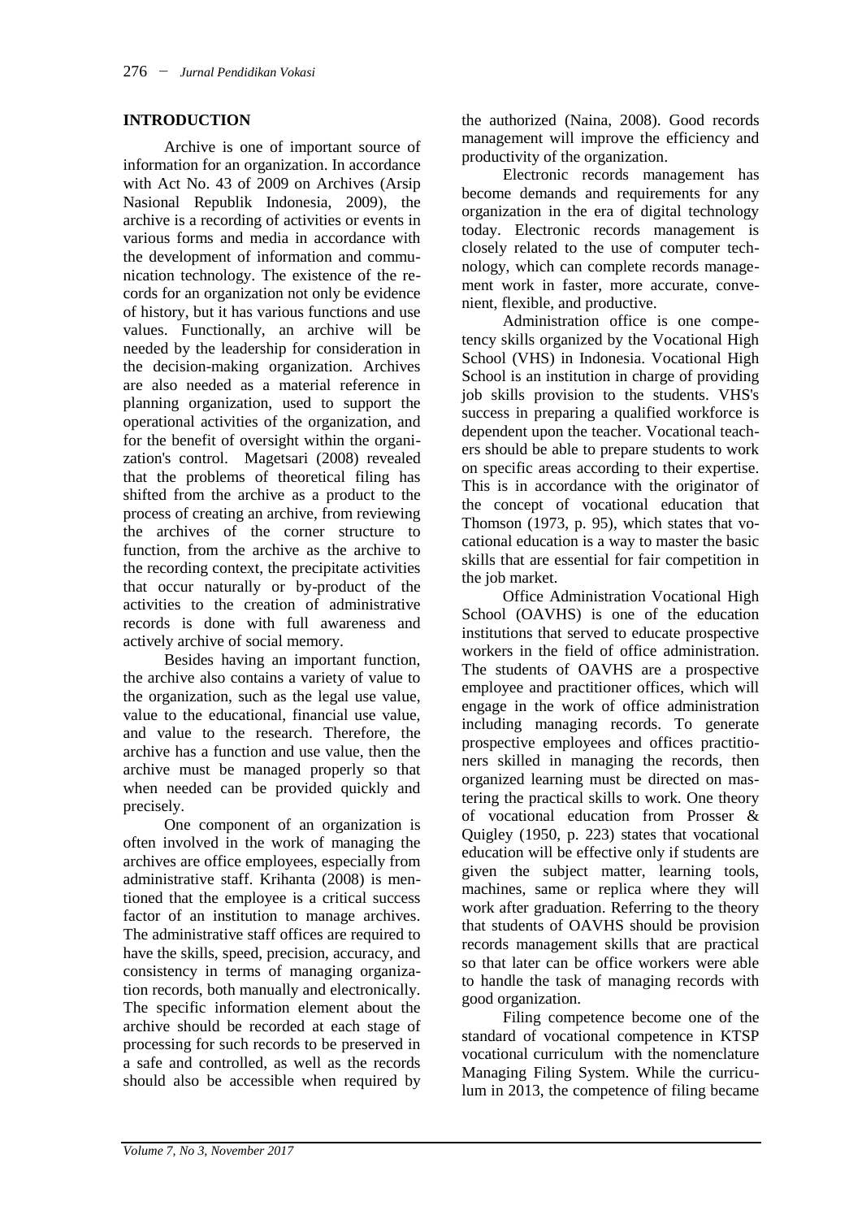## INTRODUCTION

Archive is one of important source of information for an organization. In accordance with Act No. 43 of 2009 on Archives (Arsip Nasional Republik Indonesia, 2009), the archive is a recording of activities or events in various forms and media in accordance with the development of information and communication technology. The existence of the records for an organization not only be evidence of history, but it has various functions and use values. Functionally, an archive will be needed by the leadership for consideration in the decision-making organization. Archives are also needed as a material reference in planning organization, used to support the operational activities of the organization, and for the benefit of oversight within the organization's control. Magetsari (2008) revealed that the problems of theoretical filing has shifted from the archive as a product to the process of creating an archive, from reviewing the archives of the corner structure to function, from the archive as the archive to the recording context, the precipitate activities that occur naturally or by-product of the activities to the creation of administrative records is done with full awareness and actively archive of social memory.

Besides having an important function, the archive also contains a variety of value to the organization, such as the legal use value, value to the educational, financial use value, and value to the research. Therefore, the archive has a function and use value, then the archive must be managed properly so that when needed can be provided quickly and precisely.

One component of an organization is often involved in the work of managing the archives are office employees, especially from administrative staff. Krihanta (2008) is mentioned that the employee is a critical success factor of an institution to manage archives. The administrative staff offices are required to have the skills, speed, precision, accuracy, and consistency in terms of managing organization records, both manually and electronically. The specific information element about the archive should be recorded at each stage of processing for such records to be preserved in a safe and controlled, as well as the records should also be accessible when required by the authorized (Naina, 2008). Good records management will improve the efficiency and productivity of the organization.

Electronic records management has become demands and requirements for any organization in the era of digital technology today. Electronic records management is closely related to the use of computer technology, which can complete records management work in faster, more accurate, convenient, flexible, and productive.

Administration office is one competency skills organized by the Vocational High School (VHS) in Indonesia. Vocational High School is an institution in charge of providing job skills provision to the students. VHS's success in preparing a qualified workforce is dependent upon the teacher. Vocational teachers should be able to prepare students to work on specific areas according to their expertise. This is in accordance with the originator of the concept of vocational education that Thomson (1973, p. 95), which states that vocational education is a way to master the basic skills that are essential for fair competition in the job market.

Office Administration Vocational High School (OAVHS) is one of the education institutions that served to educate prospective workers in the field of office administration. The students of OAVHS are a prospective employee and practitioner offices, which will engage in the work of office administration including managing records. To generate prospective employees and offices practitioners skilled in managing the records, then organized learning must be directed on mastering the practical skills to work. One theory of vocational education from Prosser & Quigley (1950, p. 223) states that vocational education will be effective only if students are given the subject matter, learning tools, machines, same or replica where they will work after graduation. Referring to the theory that students of OAVHS should be provision records management skills that are practical so that later can be office workers were able to handle the task of managing records with good organization.

Filing competence become one of the standard of vocational competence in KTSP vocational curriculum with the nomenclature Managing Filing System. While the curriculum in 2013, the competence of filing became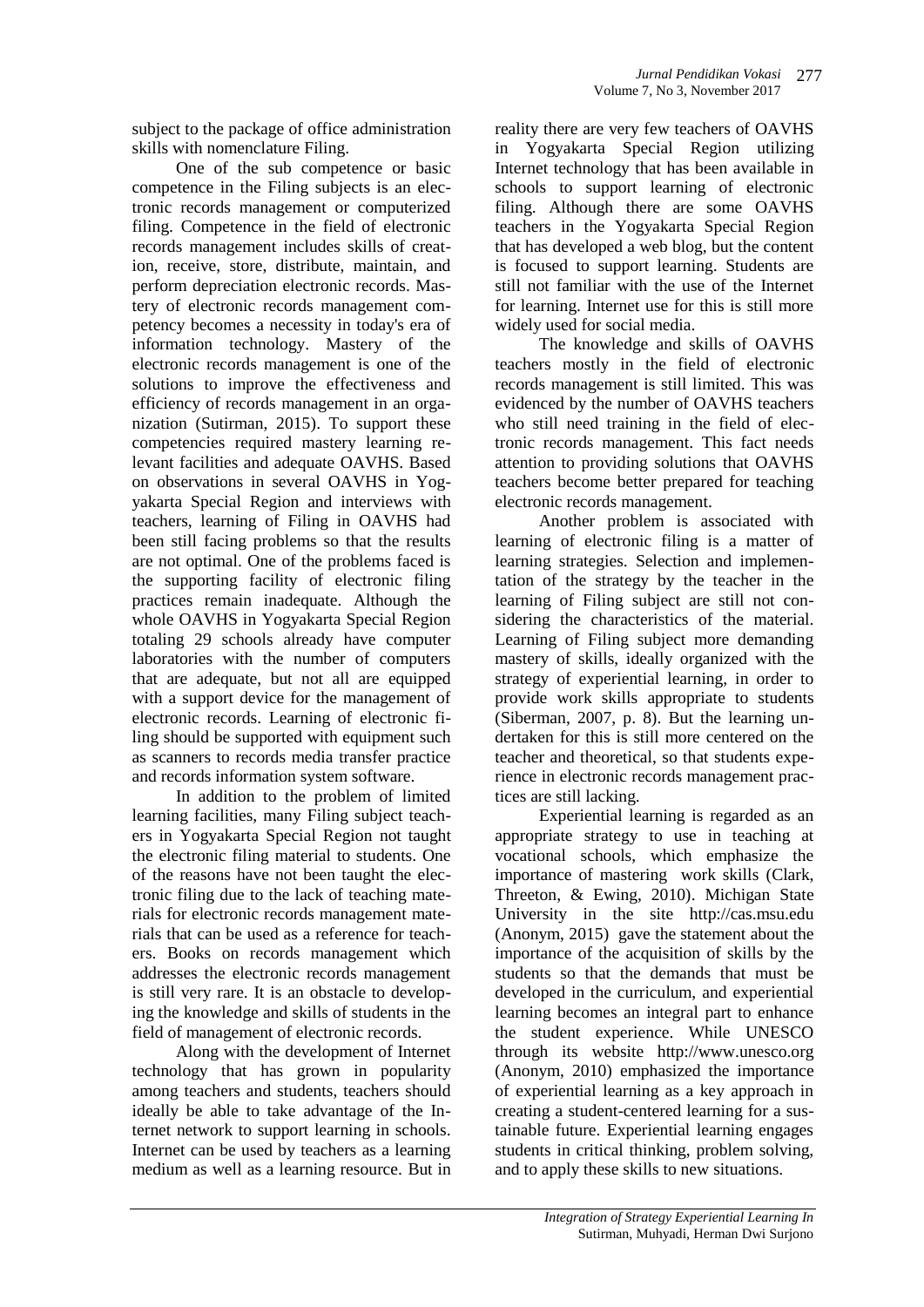subject to the package of office administration skills with nomenclature Filing.

One of the sub competence or basic competence in the Filing subjects is an electronic records management or computerized filing. Competence in the field of electronic records management includes skills of creation, receive, store, distribute, maintain, and perform depreciation electronic records. Mastery of electronic records management competency becomes a necessity in today's era of information technology. Mastery of the electronic records management is one of the solutions to improve the effectiveness and efficiency of records management in an organization (Sutirman, 2015). To support these competencies required mastery learning relevant facilities and adequate OAVHS. Based on observations in several OAVHS in Yogyakarta Special Region and interviews with teachers, learning of Filing in OAVHS had been still facing problems so that the results are not optimal. One of the problems faced is the supporting facility of electronic filing practices remain inadequate. Although the whole OAVHS in Yogyakarta Special Region totaling 29 schools already have computer laboratories with the number of computers that are adequate, but not all are equipped with a support device for the management of electronic records. Learning of electronic filing should be supported with equipment such as scanners to records media transfer practice and records information system software.

In addition to the problem of limited learning facilities, many Filing subject teachers in Yogyakarta Special Region not taught the electronic filing material to students. One of the reasons have not been taught the electronic filing due to the lack of teaching materials for electronic records management materials that can be used as a reference for teachers. Books on records management which addresses the electronic records management is still very rare. It is an obstacle to developing the knowledge and skills of students in the field of management of electronic records.

Along with the development of Internet technology that has grown in popularity among teachers and students, teachers should ideally be able to take advantage of the Internet network to support learning in schools. Internet can be used by teachers as a learning medium as well as a learning resource. But in reality there are very few teachers of OAVHS in Yogyakarta Special Region utilizing Internet technology that has been available in schools to support learning of electronic filing. Although there are some OAVHS teachers in the Yogyakarta Special Region that has developed a web blog, but the content is focused to support learning. Students are still not familiar with the use of the Internet for learning. Internet use for this is still more widely used for social media.

The knowledge and skills of OAVHS teachers mostly in the field of electronic records management is still limited. This was evidenced by the number of OAVHS teachers who still need training in the field of electronic records management. This fact needs attention to providing solutions that OAVHS teachers become better prepared for teaching electronic records management.

Another problem is associated with learning of electronic filing is a matter of learning strategies. Selection and implementation of the strategy by the teacher in the learning of Filing subject are still not considering the characteristics of the material. Learning of Filing subject more demanding mastery of skills, ideally organized with the strategy of experiential learning, in order to provide work skills appropriate to students (Siberman, 2007, p. 8). But the learning undertaken for this is still more centered on the teacher and theoretical, so that students experience in electronic records management practices are still lacking.

Experiential learning is regarded as an appropriate strategy to use in teaching at vocational schools, which emphasize the importance of mastering work skills (Clark, Threeton, & Ewing, 2010). Michigan State University in the site http://cas.msu.edu (Anonym, 2015) gave the statement about the importance of the acquisition of skills by the students so that the demands that must be developed in the curriculum, and experiential learning becomes an integral part to enhance the student experience. While UNESCO through its website http://www.unesco.org (Anonym, 2010) emphasized the importance of experiential learning as a key approach in creating a student-centered learning for a sustainable future. Experiential learning engages students in critical thinking, problem solving, and to apply these skills to new situations.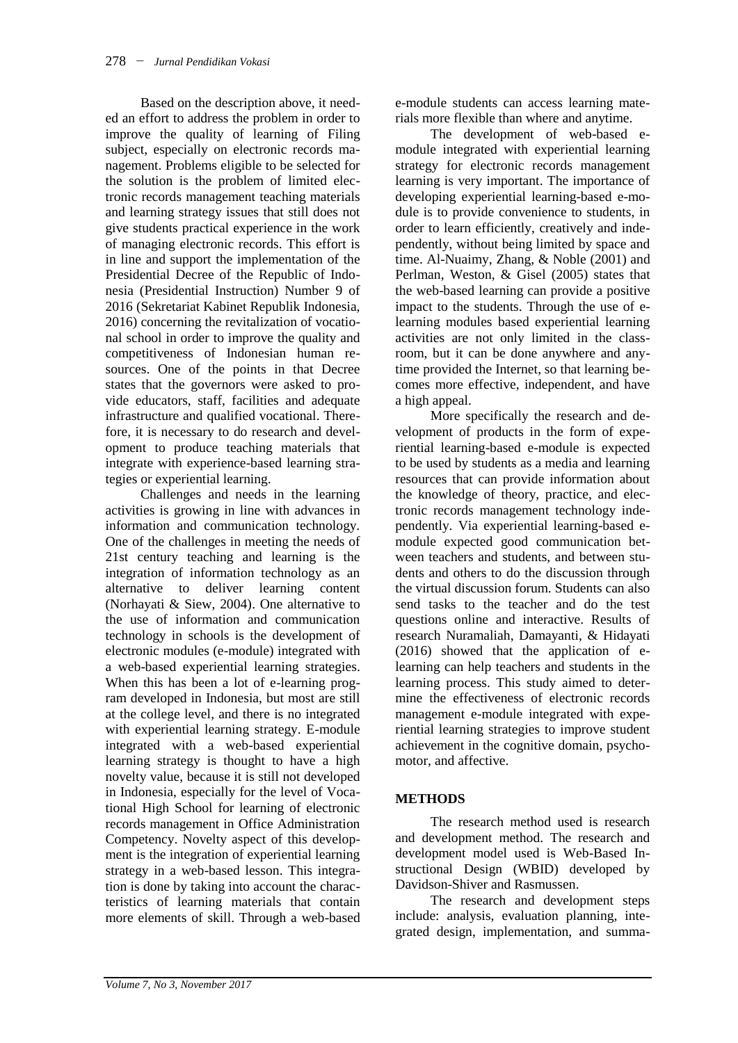Based on the description above, it needed an effort to address the problem in order to improve the quality of learning of Filing subject, especially on electronic records management. Problems eligible to be selected for the solution is the problem of limited electronic records management teaching materials and learning strategy issues that still does not give students practical experience in the work of managing electronic records. This effort is in line and support the implementation of the Presidential Decree of the Republic of Indonesia (Presidential Instruction) Number 9 of 2016 (Sekretariat Kabinet Republik Indonesia, 2016) concerning the revitalization of vocational school in order to improve the quality and competitiveness of Indonesian human resources. One of the points in that Decree states that the governors were asked to provide educators, staff, facilities and adequate infrastructure and qualified vocational. Therefore, it is necessary to do research and development to produce teaching materials that integrate with experience-based learning strategies or experiential learning.

Challenges and needs in the learning activities is growing in line with advances in information and communication technology. One of the challenges in meeting the needs of 21st century teaching and learning is the integration of information technology as an alternative to deliver learning content (Norhayati & Siew, 2004). One alternative to the use of information and communication technology in schools is the development of electronic modules (e-module) integrated with a web-based experiential learning strategies. When this has been a lot of e-learning program developed in Indonesia, but most are still at the college level, and there is no integrated with experiential learning strategy. E-module integrated with a web-based experiential learning strategy is thought to have a high novelty value, because it is still not developed in Indonesia, especially for the level of Vocational High School for learning of electronic records management in Office Administration Competency. Novelty aspect of this development is the integration of experiential learning strategy in a web-based lesson. This integration is done by taking into account the characteristics of learning materials that contain more elements of skill. Through a web-based e-module students can access learning materials more flexible than where and anytime.

The development of web-based e-module integrated with experiential learning strategy for electronic records management learning is very important. The importance of developing experiential learning-based e-module is to provide convenience to students, in order to learn efficiently, creatively and independently, without being limited by space and time. Al-Nuaimy, Zhang, & Noble (2001) and Perlman, Weston, & Gisel (2005) states that the web-based learning can provide a positive impact to the students. Through the use of e-learning modules based experiential learning activities are not only limited in the classroom, but it can be done anywhere and anytime provided the Internet, so that learning becomes more effective, independent, and have a high appeal.

More specifically the research and development of products in the form of experiential learning-based e-module is expected to be used by students as a media and learning resources that can provide information about the knowledge of theory, practice, and electronic records management technology independently. Via experiential learning-based e-module expected good communication between teachers and students, and between students and others to do the discussion through the virtual discussion forum. Students can also send tasks to the teacher and do the test questions online and interactive. Results of research Nuramaliah, Damayanti, & Hidayati (2016) showed that the application of e-learning can help teachers and students in the learning process. This study aimed to determine the effectiveness of electronic records management e-module integrated with experiential learning strategies to improve student achievement in the cognitive domain, psychomotor, and affective.

## METHODS

The research method used is research and development method. The research and development model used is Web-Based Instructional Design (WBID) developed by Davidson-Shiver and Rasmussen.

The research and development steps include: analysis, evaluation planning, integrated design, implementation, and summa-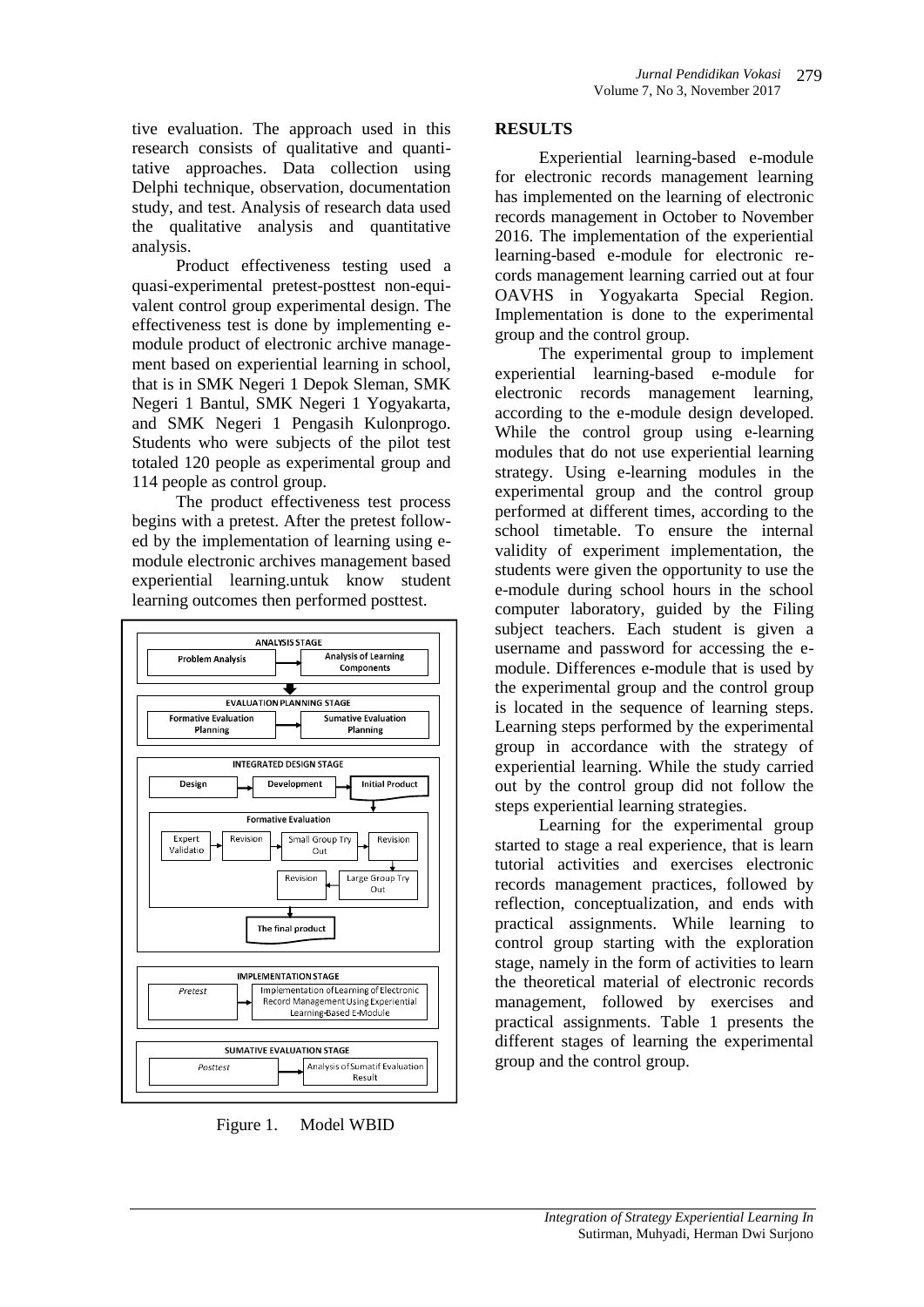tive evaluation. The approach used in this research consists of qualitative and quantitative approaches. Data collection using Delphi technique, observation, documentation study, and test. Analysis of research data used the qualitative analysis and quantitative analysis.

Product effectiveness testing used a quasi-experimental pretest-posttest non-equivalent control group experimental design. The effectiveness test is done by implementing e-module product of electronic archive management based on experiential learning in school, that is in SMK Negeri 1 Depok Sleman, SMK Negeri 1 Bantul, SMK Negeri 1 Yogyakarta, and SMK Negeri 1 Pengasih Kulonprogo. Students who were subjects of the pilot test totaled 120 people as experimental group and 114 people as control group.

The product effectiveness test process begins with a pretest. After the pretest followed by the implementation of learning using e-module electronic archives management based experiential learning.untuk know student learning outcomes then performed posttest.

ANALYSIS STAGE: Problem Analysis → Analysis of Learning Components

EVALUATION PLANNING STAGE: Formative Evaluation Planning → Sumative Evaluation Planning

INTEGRATED DESIGN STAGE: Design → Development → Initial Product; Formative Evaluation: Expert Validatio → Revision → Small Group Try Out → Revision → Large Group Try Out → Revision; The final product

IMPLEMENTATION STAGE: Pretest → Implementation of Learning of Electronic Record Management Using Experiential Learning-Based E-Module

SUMATIVE EVALUATION STAGE: Posttest → Analysis of Sumatif Evaluation Result

Figure 1. Model WBID

## RESULTS

Experiential learning-based e-module for electronic records management learning has implemented on the learning of electronic records management in October to November 2016. The implementation of the experiential learning-based e-module for electronic records management learning carried out at four OAVHS in Yogyakarta Special Region. Implementation is done to the experimental group and the control group.

The experimental group to implement experiential learning-based e-module for electronic records management learning, according to the e-module design developed. While the control group using e-learning modules that do not use experiential learning strategy. Using e-learning modules in the experimental group and the control group performed at different times, according to the school timetable. To ensure the internal validity of experiment implementation, the students were given the opportunity to use the e-module during school hours in the school computer laboratory, guided by the Filing subject teachers. Each student is given a username and password for accessing the e-module. Differences e-module that is used by the experimental group and the control group is located in the sequence of learning steps. Learning steps performed by the experimental group in accordance with the strategy of experiential learning. While the study carried out by the control group did not follow the steps experiential learning strategies.

Learning for the experimental group started to stage a real experience, that is learn tutorial activities and exercises electronic records management practices, followed by reflection, conceptualization, and ends with practical assignments. While learning to control group starting with the exploration stage, namely in the form of activities to learn the theoretical material of electronic records management, followed by exercises and practical assignments. Table 1 presents the different stages of learning the experimental group and the control group.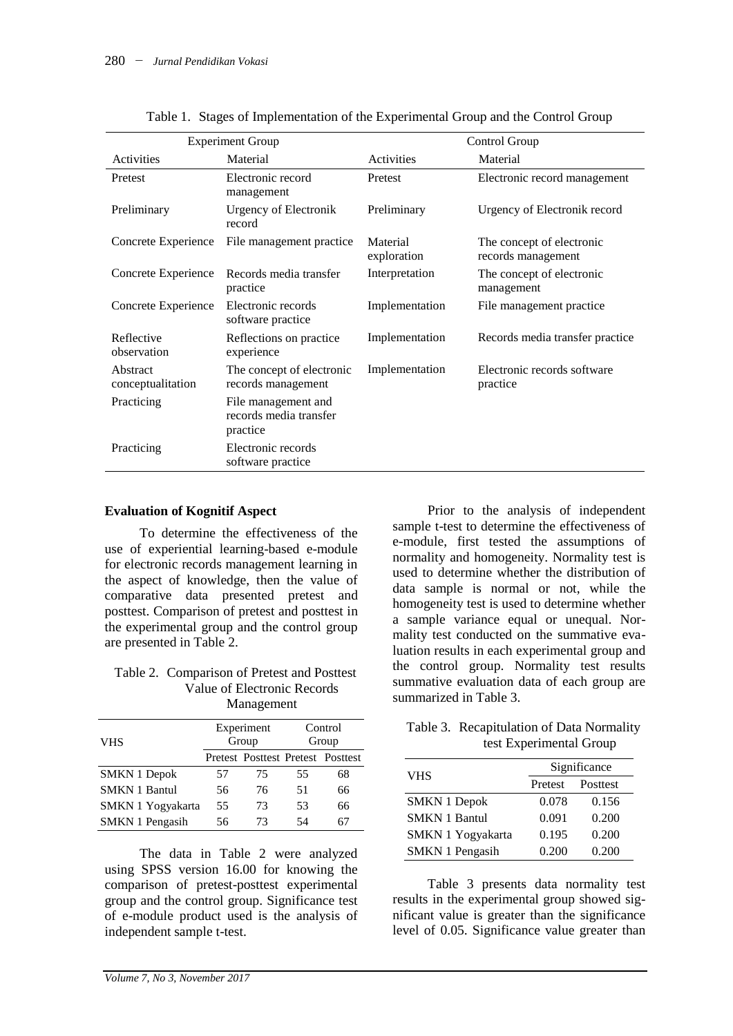Table 1. Stages of Implementation of the Experimental Group and the Control Group

| Experiment Group | | Control Group | |
|---|---|---|---|
| Activities | Material | Activities | Material |
| Pretest | Electronic record management | Pretest | Electronic record management |
| Preliminary | Urgency of Electronik record | Preliminary | Urgency of Electronik record |
| Concrete Experience | File management practice | Material exploration | The concept of electronic records management |
| Concrete Experience | Records media transfer practice | Interpretation | The concept of electronic management |
| Concrete Experience | Electronic records software practice | Implementation | File management practice |
| Reflective observation | Reflections on practice experience | Implementation | Records media transfer practice |
| Abstract conceptualitation | The concept of electronic records management | Implementation | Electronic records software practice |
| Practicing | File management and records media transfer practice | | |
| Practicing | Electronic records software practice | | |

**Evaluation of Kognitif Aspect**

To determine the effectiveness of the use of experiential learning-based e-module for electronic records management learning in the aspect of knowledge, then the value of comparative data presented pretest and posttest. Comparison of pretest and posttest in the experimental group and the control group are presented in Table 2.

Table 2. Comparison of Pretest and Posttest Value of Electronic Records Management

| VHS | Experiment Group | | Control Group | |
|---|---|---|---|---|
| | Pretest | Posttest | Pretest | Posttest |
| SMKN 1 Depok | 57 | 75 | 55 | 68 |
| SMKN 1 Bantul | 56 | 76 | 51 | 66 |
| SMKN 1 Yogyakarta | 55 | 73 | 53 | 66 |
| SMKN 1 Pengasih | 56 | 73 | 54 | 67 |

The data in Table 2 were analyzed using SPSS version 16.00 for knowing the comparison of pretest-posttest experimental group and the control group. Significance test of e-module product used is the analysis of independent sample t-test.

Prior to the analysis of independent sample t-test to determine the effectiveness of e-module, first tested the assumptions of normality and homogeneity. Normality test is used to determine whether the distribution of data sample is normal or not, while the homogeneity test is used to determine whether a sample variance equal or unequal. Normality test conducted on the summative evaluation results in each experimental group and the control group. Normality test results summative evaluation data of each group are summarized in Table 3.

Table 3. Recapitulation of Data Normality test Experimental Group

| VHS | Significance | |
|---|---|---|
| | Pretest | Posttest |
| SMKN 1 Depok | 0.078 | 0.156 |
| SMKN 1 Bantul | 0.091 | 0.200 |
| SMKN 1 Yogyakarta | 0.195 | 0.200 |
| SMKN 1 Pengasih | 0.200 | 0.200 |

Table 3 presents data normality test results in the experimental group showed significant value is greater than the significance level of 0.05. Significance value greater than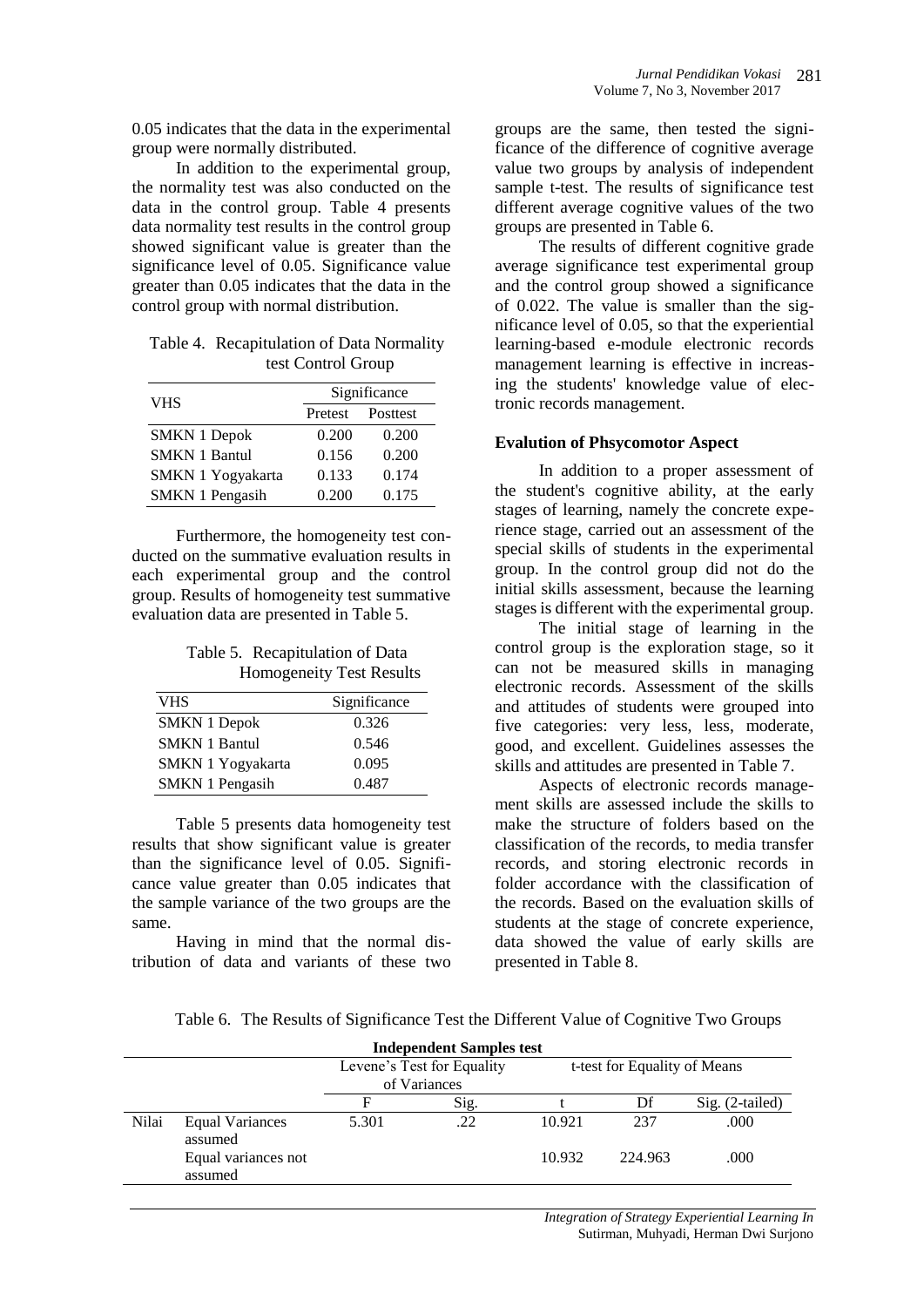0.05 indicates that the data in the experimental group were normally distributed.

In addition to the experimental group, the normality test was also conducted on the data in the control group. Table 4 presents data normality test results in the control group showed significant value is greater than the significance level of 0.05. Significance value greater than 0.05 indicates that the data in the control group with normal distribution.

Table 4. Recapitulation of Data Normality test Control Group

| VHS | Significance | |
|---|---|---|
| | Pretest | Posttest |
| SMKN 1 Depok | 0.200 | 0.200 |
| SMKN 1 Bantul | 0.156 | 0.200 |
| SMKN 1 Yogyakarta | 0.133 | 0.174 |
| SMKN 1 Pengasih | 0.200 | 0.175 |

Furthermore, the homogeneity test conducted on the summative evaluation results in each experimental group and the control group. Results of homogeneity test summative evaluation data are presented in Table 5.

Table 5. Recapitulation of Data Homogeneity Test Results

| VHS | Significance |
|---|---|
| SMKN 1 Depok | 0.326 |
| SMKN 1 Bantul | 0.546 |
| SMKN 1 Yogyakarta | 0.095 |
| SMKN 1 Pengasih | 0.487 |

Table 5 presents data homogeneity test results that show significant value is greater than the significance level of 0.05. Significance value greater than 0.05 indicates that the sample variance of the two groups are the same.

Having in mind that the normal distribution of data and variants of these two groups are the same, then tested the significance of the difference of cognitive average value two groups by analysis of independent sample t-test. The results of significance test different average cognitive values of the two groups are presented in Table 6.

The results of different cognitive grade average significance test experimental group and the control group showed a significance of 0.022. The value is smaller than the significance level of 0.05, so that the experiential learning-based e-module electronic records management learning is effective in increasing the students' knowledge value of electronic records management.

**Evalution of Phsycomotor Aspect**

In addition to a proper assessment of the student's cognitive ability, at the early stages of learning, namely the concrete experience stage, carried out an assessment of the special skills of students in the experimental group. In the control group did not do the initial skills assessment, because the learning stages is different with the experimental group.

The initial stage of learning in the control group is the exploration stage, so it can not be measured skills in managing electronic records. Assessment of the skills and attitudes of students were grouped into five categories: very less, less, moderate, good, and excellent. Guidelines assesses the skills and attitudes are presented in Table 7.

Aspects of electronic records management skills are assessed include the skills to make the structure of folders based on the classification of the records, to media transfer records, and storing electronic records in folder accordance with the classification of the records. Based on the evaluation skills of students at the stage of concrete experience, data showed the value of early skills are presented in Table 8.

Table 6. The Results of Significance Test the Different Value of Cognitive Two Groups

| Independent Samples test | | | | | | |
|---|---|---|---|---|---|---|
| | | Levene's Test for Equality of Variances | | t-test for Equality of Means | | |
| | | F | Sig. | t | Df | Sig. (2-tailed) |
| Nilai | Equal Variances assumed | 5.301 | .22 | 10.921 | 237 | .000 |
| | Equal variances not assumed | | | 10.932 | 224.963 | .000 |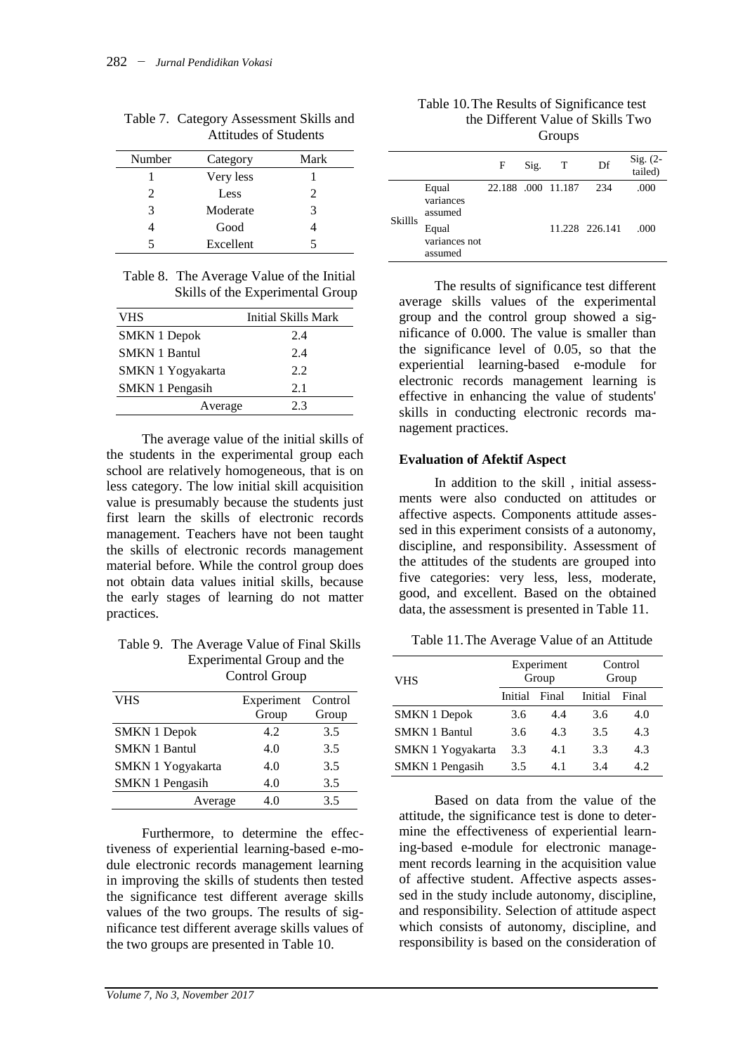Table 7. Category Assessment Skills and Attitudes of Students

| Number | Category | Mark |
|---|---|---|
| 1 | Very less | 1 |
| 2 | Less | 2 |
| 3 | Moderate | 3 |
| 4 | Good | 4 |
| 5 | Excellent | 5 |

Table 8. The Average Value of the Initial Skills of the Experimental Group

| VHS | Initial Skills Mark |
|---|---|
| SMKN 1 Depok | 2.4 |
| SMKN 1 Bantul | 2.4 |
| SMKN 1 Yogyakarta | 2.2 |
| SMKN 1 Pengasih | 2.1 |
| Average | 2.3 |

The average value of the initial skills of the students in the experimental group each school are relatively homogeneous, that is on less category. The low initial skill acquisition value is presumably because the students just first learn the skills of electronic records management. Teachers have not been taught the skills of electronic records management material before. While the control group does not obtain data values initial skills, because the early stages of learning do not matter practices.

Table 9. The Average Value of Final Skills Experimental Group and the Control Group

| VHS | Experiment Group | Control Group |
|---|---|---|
| SMKN 1 Depok | 4.2 | 3.5 |
| SMKN 1 Bantul | 4.0 | 3.5 |
| SMKN 1 Yogyakarta | 4.0 | 3.5 |
| SMKN 1 Pengasih | 4.0 | 3.5 |
| Average | 4.0 | 3.5 |

Furthermore, to determine the effectiveness of experiential learning-based e-module electronic records management learning in improving the skills of students then tested the significance test different average skills values of the two groups. The results of significance test different average skills values of the two groups are presented in Table 10.

Table 10. The Results of Significance test the Different Value of Skills Two Groups

| | | F | Sig. | T | Df | Sig. (2-tailed) |
|---|---|---|---|---|---|---|
| Skillls | Equal variances assumed | 22.188 | .000 | 11.187 | 234 | .000 |
| | Equal variances not assumed | | | 11.228 | 226.141 | .000 |

The results of significance test different average skills values of the experimental group and the control group showed a significance of 0.000. The value is smaller than the significance level of 0.05, so that the experiential learning-based e-module for electronic records management learning is effective in enhancing the value of students' skills in conducting electronic records management practices.

**Evaluation of Afektif Aspect**

In addition to the skill , initial assessments were also conducted on attitudes or affective aspects. Components attitude assessed in this experiment consists of a autonomy, discipline, and responsibility. Assessment of the attitudes of the students are grouped into five categories: very less, less, moderate, good, and excellent. Based on the obtained data, the assessment is presented in Table 11.

Table 11. The Average Value of an Attitude

| VHS | Experiment Group | | Control Group | |
|---|---|---|---|---|
| | Initial | Final | Initial | Final |
| SMKN 1 Depok | 3.6 | 4.4 | 3.6 | 4.0 |
| SMKN 1 Bantul | 3.6 | 4.3 | 3.5 | 4.3 |
| SMKN 1 Yogyakarta | 3.3 | 4.1 | 3.3 | 4.3 |
| SMKN 1 Pengasih | 3.5 | 4.1 | 3.4 | 4.2 |

Based on data from the value of the attitude, the significance test is done to determine the effectiveness of experiential learning-based e-module for electronic management records learning in the acquisition value of affective student. Affective aspects assessed in the study include autonomy, discipline, and responsibility. Selection of attitude aspect which consists of autonomy, discipline, and responsibility is based on the consideration of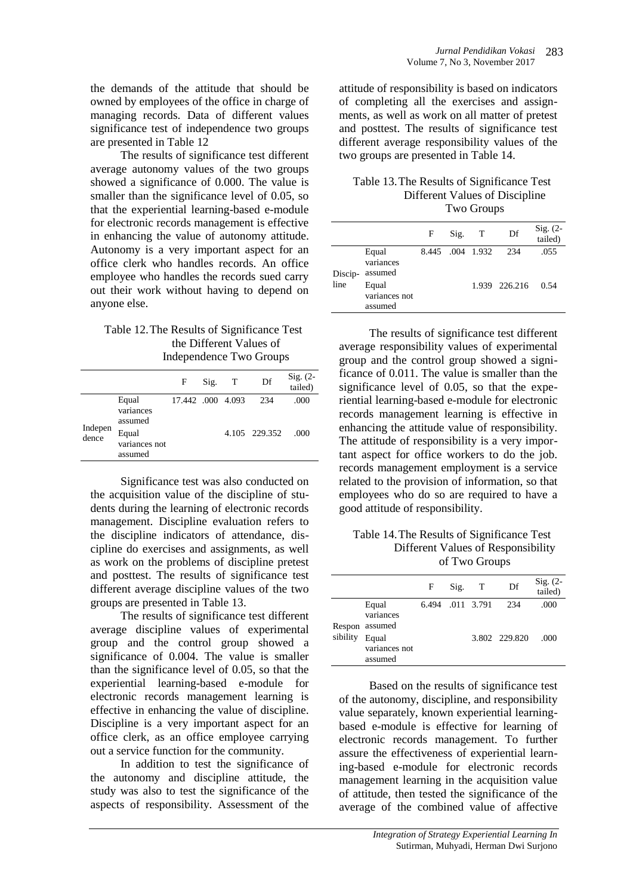the demands of the attitude that should be owned by employees of the office in charge of managing records. Data of different values significance test of independence two groups are presented in Table 12

The results of significance test different average autonomy values of the two groups showed a significance of 0.000. The value is smaller than the significance level of 0.05, so that the experiential learning-based e-module for electronic records management is effective in enhancing the value of autonomy attitude. Autonomy is a very important aspect for an office clerk who handles records. An office employee who handles the records sued carry out their work without having to depend on anyone else.

Table 12. The Results of Significance Test the Different Values of Independence Two Groups

| | | F | Sig. | T | Df | Sig. (2-tailed) |
|---|---|---|---|---|---|---|
| Independence | Equal variances assumed | 17.442 | .000 | 4.093 | 234 | .000 |
| | Equal variances not assumed | | | 4.105 | 229.352 | .000 |

Significance test was also conducted on the acquisition value of the discipline of students during the learning of electronic records management. Discipline evaluation refers to the discipline indicators of attendance, discipline do exercises and assignments, as well as work on the problems of discipline pretest and posttest. The results of significance test different average discipline values of the two groups are presented in Table 13.

The results of significance test different average discipline values of experimental group and the control group showed a significance of 0.004. The value is smaller than the significance level of 0.05, so that the experiential learning-based e-module for electronic records management learning is effective in enhancing the value of discipline. Discipline is a very important aspect for an office clerk, as an office employee carrying out a service function for the community.

In addition to test the significance of the autonomy and discipline attitude, the study was also to test the significance of the aspects of responsibility. Assessment of the attitude of responsibility is based on indicators of completing all the exercises and assignments, as well as work on all matter of pretest and posttest. The results of significance test different average responsibility values of the two groups are presented in Table 14.

Table 13. The Results of Significance Test Different Values of Discipline Two Groups

| | | F | Sig. | T | Df | Sig. (2-tailed) |
|---|---|---|---|---|---|---|
| Discipline | Equal variances assumed | 8.445 | .004 | 1.932 | 234 | .055 |
| | Equal variances not assumed | | | 1.939 | 226.216 | 0.54 |

The results of significance test different average responsibility values of experimental group and the control group showed a significance of 0.011. The value is smaller than the significance level of 0.05, so that the experiential learning-based e-module for electronic records management learning is effective in enhancing the attitude value of responsibility. The attitude of responsibility is a very important aspect for office workers to do the job. records management employment is a service related to the provision of information, so that employees who do so are required to have a good attitude of responsibility.

Table 14. The Results of Significance Test Different Values of Responsibility of Two Groups

| | | F | Sig. | T | Df | Sig. (2-tailed) |
|---|---|---|---|---|---|---|
| Responsibility | Equal variances assumed | 6.494 | .011 | 3.791 | 234 | .000 |
| | Equal variances not assumed | | | 3.802 | 229.820 | .000 |

Based on the results of significance test of the autonomy, discipline, and responsibility value separately, known experiential learning-based e-module is effective for learning of electronic records management. To further assure the effectiveness of experiential learning-based e-module for electronic records management learning in the acquisition value of attitude, then tested the significance of the average of the combined value of affective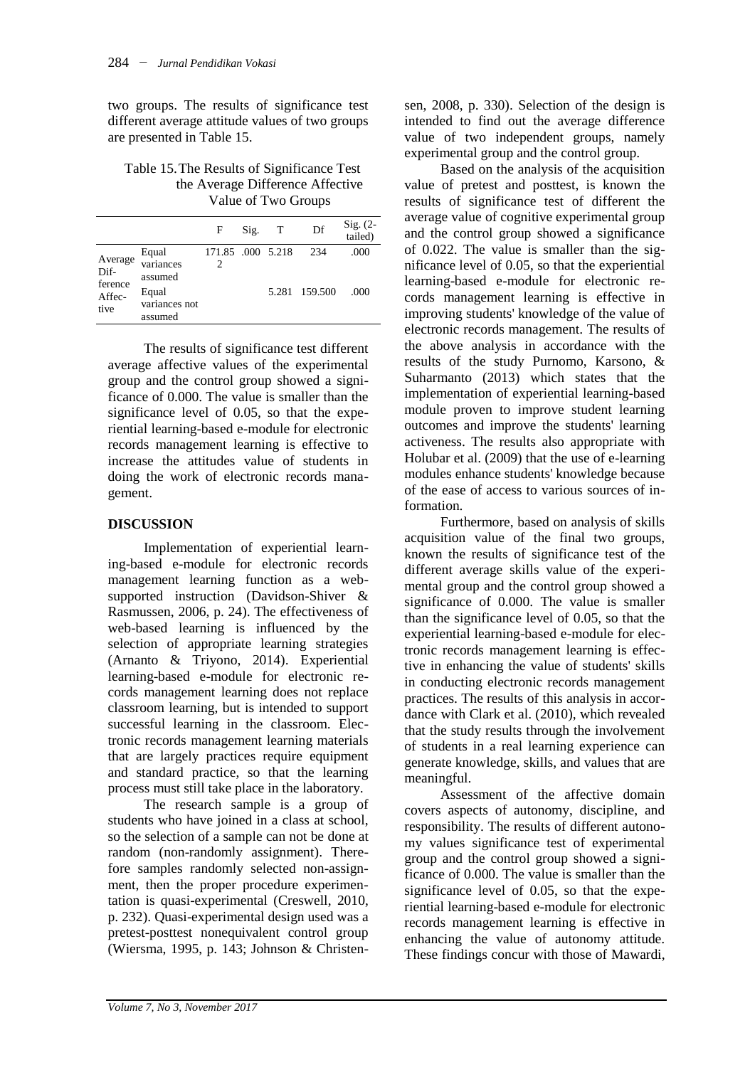two groups. The results of significance test different average attitude values of two groups are presented in Table 15.

Table 15. The Results of Significance Test the Average Difference Affective Value of Two Groups

| | | F | Sig. | T | Df | Sig. (2-tailed) |
|---|---|---|---|---|---|---|
| Average Difference Affective | Equal variances assumed | 171.852 | .000 | 5.218 | 234 | .000 |
| | Equal variances not assumed | | | 5.281 | 159.500 | .000 |

The results of significance test different average affective values of the experimental group and the control group showed a significance of 0.000. The value is smaller than the significance level of 0.05, so that the experiential learning-based e-module for electronic records management learning is effective to increase the attitudes value of students in doing the work of electronic records management.

## DISCUSSION

Implementation of experiential learning-based e-module for electronic records management learning function as a web-supported instruction (Davidson-Shiver & Rasmussen, 2006, p. 24). The effectiveness of web-based learning is influenced by the selection of appropriate learning strategies (Arnanto & Triyono, 2014). Experiential learning-based e-module for electronic records management learning does not replace classroom learning, but is intended to support successful learning in the classroom. Electronic records management learning materials that are largely practices require equipment and standard practice, so that the learning process must still take place in the laboratory.

The research sample is a group of students who have joined in a class at school, so the selection of a sample can not be done at random (non-randomly assignment). Therefore samples randomly selected non-assignment, then the proper procedure experimentation is quasi-experimental (Creswell, 2010, p. 232). Quasi-experimental design used was a pretest-posttest nonequivalent control group (Wiersma, 1995, p. 143; Johnson & Christensen, 2008, p. 330). Selection of the design is intended to find out the average difference value of two independent groups, namely experimental group and the control group.

Based on the analysis of the acquisition value of pretest and posttest, is known the results of significance test of different the average value of cognitive experimental group and the control group showed a significance of 0.022. The value is smaller than the significance level of 0.05, so that the experiential learning-based e-module for electronic records management learning is effective in improving students' knowledge of the value of electronic records management. The results of the above analysis in accordance with the results of the study Purnomo, Karsono, & Suharmanto (2013) which states that the implementation of experiential learning-based module proven to improve student learning outcomes and improve the students' learning activeness. The results also appropriate with Holubar et al. (2009) that the use of e-learning modules enhance students' knowledge because of the ease of access to various sources of information.

Furthermore, based on analysis of skills acquisition value of the final two groups, known the results of significance test of the different average skills value of the experimental group and the control group showed a significance of 0.000. The value is smaller than the significance level of 0.05, so that the experiential learning-based e-module for electronic records management learning is effective in enhancing the value of students' skills in conducting electronic records management practices. The results of this analysis in accordance with Clark et al. (2010), which revealed that the study results through the involvement of students in a real learning experience can generate knowledge, skills, and values that are meaningful.

Assessment of the affective domain covers aspects of autonomy, discipline, and responsibility. The results of different autonomy values significance test of experimental group and the control group showed a significance of 0.000. The value is smaller than the significance level of 0.05, so that the experiential learning-based e-module for electronic records management learning is effective in enhancing the value of autonomy attitude. These findings concur with those of Mawardi,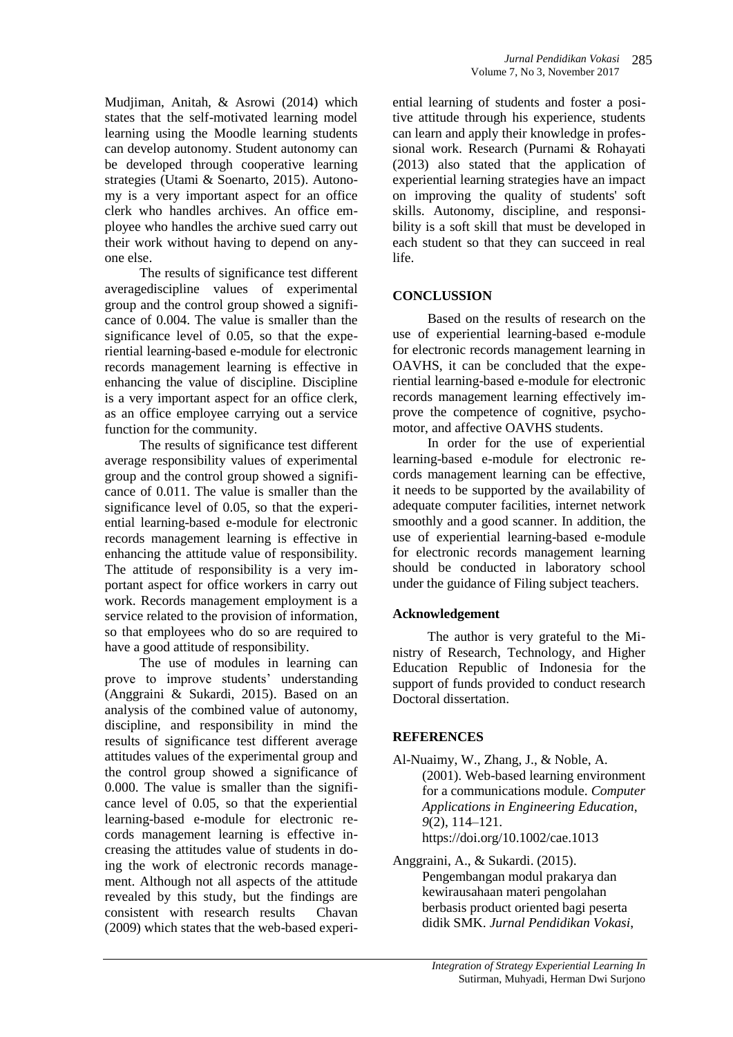Mudjiman, Anitah, & Asrowi (2014) which states that the self-motivated learning model learning using the Moodle learning students can develop autonomy. Student autonomy can be developed through cooperative learning strategies (Utami & Soenarto, 2015). Autonomy is a very important aspect for an office clerk who handles archives. An office employee who handles the archive sued carry out their work without having to depend on anyone else.

The results of significance test different averagediscipline values of experimental group and the control group showed a significance of 0.004. The value is smaller than the significance level of 0.05, so that the experiential learning-based e-module for electronic records management learning is effective in enhancing the value of discipline. Discipline is a very important aspect for an office clerk, as an office employee carrying out a service function for the community.

The results of significance test different average responsibility values of experimental group and the control group showed a significance of 0.011. The value is smaller than the significance level of 0.05, so that the experiential learning-based e-module for electronic records management learning is effective in enhancing the attitude value of responsibility. The attitude of responsibility is a very important aspect for office workers in carry out work. Records management employment is a service related to the provision of information, so that employees who do so are required to have a good attitude of responsibility.

The use of modules in learning can prove to improve students' understanding (Anggraini & Sukardi, 2015). Based on an analysis of the combined value of autonomy, discipline, and responsibility in mind the results of significance test different average attitudes values of the experimental group and the control group showed a significance of 0.000. The value is smaller than the significance level of 0.05, so that the experiential learning-based e-module for electronic records management learning is effective increasing the attitudes value of students in doing the work of electronic records management. Although not all aspects of the attitude revealed by this study, but the findings are consistent with research results Chavan (2009) which states that the web-based experiential learning of students and foster a positive attitude through his experience, students can learn and apply their knowledge in professional work. Research (Purnami & Rohayati (2013) also stated that the application of experiential learning strategies have an impact on improving the quality of students' soft skills. Autonomy, discipline, and responsibility is a soft skill that must be developed in each student so that they can succeed in real life.

## CONCLUSSION

Based on the results of research on the use of experiential learning-based e-module for electronic records management learning in OAVHS, it can be concluded that the experiential learning-based e-module for electronic records management learning effectively improve the competence of cognitive, psychomotor, and affective OAVHS students.

In order for the use of experiential learning-based e-module for electronic records management learning can be effective, it needs to be supported by the availability of adequate computer facilities, internet network smoothly and a good scanner. In addition, the use of experiential learning-based e-module for electronic records management learning should be conducted in laboratory school under the guidance of Filing subject teachers.

### Acknowledgement

The author is very grateful to the Ministry of Research, Technology, and Higher Education Republic of Indonesia for the support of funds provided to conduct research Doctoral dissertation.

## REFERENCES

Al-Nuaimy, W., Zhang, J., & Noble, A. (2001). Web-based learning environment for a communications module. *Computer Applications in Engineering Education*, *9*(2), 114–121. https://doi.org/10.1002/cae.1013

Anggraini, A., & Sukardi. (2015). Pengembangan modul prakarya dan kewirausahaan materi pengolahan berbasis product oriented bagi peserta didik SMK. *Jurnal Pendidikan Vokasi*,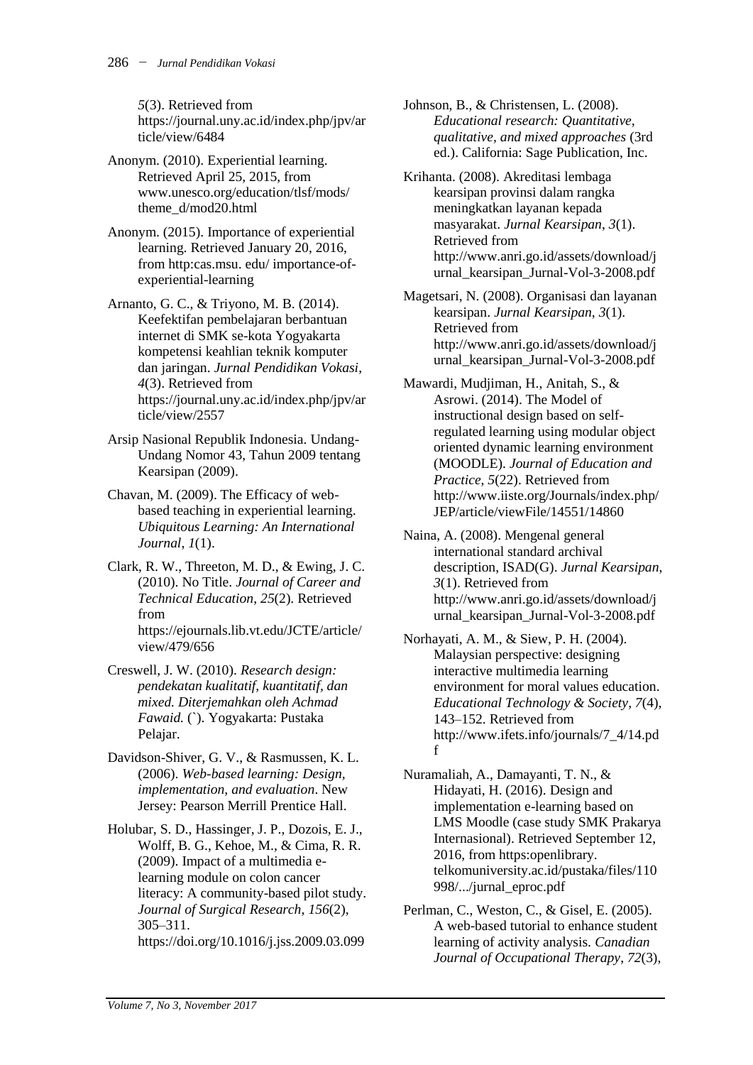*5*(3). Retrieved from https://journal.uny.ac.id/index.php/jpv/article/view/6484

Anonym. (2010). Experiential learning. Retrieved April 25, 2015, from www.unesco.org/education/tlsf/mods/theme_d/mod20.html

Anonym. (2015). Importance of experiential learning. Retrieved January 20, 2016, from http:cas.msu. edu/ importance-of-experiential-learning

Arnanto, G. C., & Triyono, M. B. (2014). Keefektifan pembelajaran berbantuan internet di SMK se-kota Yogyakarta kompetensi keahlian teknik komputer dan jaringan. *Jurnal Pendidikan Vokasi*, *4*(3). Retrieved from https://journal.uny.ac.id/index.php/jpv/article/view/2557

Arsip Nasional Republik Indonesia. Undang-Undang Nomor 43, Tahun 2009 tentang Kearsipan (2009).

Chavan, M. (2009). The Efficacy of web-based teaching in experiential learning. *Ubiquitous Learning: An International Journal*, *1*(1).

Clark, R. W., Threeton, M. D., & Ewing, J. C. (2010). No Title. *Journal of Career and Technical Education*, *25*(2). Retrieved from https://ejournals.lib.vt.edu/JCTE/article/view/479/656

Creswell, J. W. (2010). *Research design: pendekatan kualitatif, kuantitatif, dan mixed. Diterjemahkan oleh Achmad Fawaid.* (`). Yogyakarta: Pustaka Pelajar.

Davidson-Shiver, G. V., & Rasmussen, K. L. (2006). *Web-based learning: Design, implementation, and evaluation*. New Jersey: Pearson Merrill Prentice Hall.

Holubar, S. D., Hassinger, J. P., Dozois, E. J., Wolff, B. G., Kehoe, M., & Cima, R. R. (2009). Impact of a multimedia e-learning module on colon cancer literacy: A community-based pilot study. *Journal of Surgical Research*, *156*(2), 305–311. https://doi.org/10.1016/j.jss.2009.03.099

Johnson, B., & Christensen, L. (2008). *Educational research: Quantitative, qualitative, and mixed approaches* (3rd ed.). California: Sage Publication, Inc.

Krihanta. (2008). Akreditasi lembaga kearsipan provinsi dalam rangka meningkatkan layanan kepada masyarakat. *Jurnal Kearsipan*, *3*(1). Retrieved from http://www.anri.go.id/assets/download/jurnal_kearsipan_Jurnal-Vol-3-2008.pdf

Magetsari, N. (2008). Organisasi dan layanan kearsipan. *Jurnal Kearsipan*, *3*(1). Retrieved from http://www.anri.go.id/assets/download/jurnal_kearsipan_Jurnal-Vol-3-2008.pdf

Mawardi, Mudjiman, H., Anitah, S., & Asrowi. (2014). The Model of instructional design based on self-regulated learning using modular object oriented dynamic learning environment (MOODLE). *Journal of Education and Practice*, *5*(22). Retrieved from http://www.iiste.org/Journals/index.php/JEP/article/viewFile/14551/14860

Naina, A. (2008). Mengenal general international standard archival description, ISAD(G). *Jurnal Kearsipan*, *3*(1). Retrieved from http://www.anri.go.id/assets/download/jurnal_kearsipan_Jurnal-Vol-3-2008.pdf

Norhayati, A. M., & Siew, P. H. (2004). Malaysian perspective: designing interactive multimedia learning environment for moral values education. *Educational Technology & Society*, *7*(4), 143–152. Retrieved from http://www.ifets.info/journals/7_4/14.pdf

Nuramaliah, A., Damayanti, T. N., & Hidayati, H. (2016). Design and implementation e-learning based on LMS Moodle (case study SMK Prakarya Internasional). Retrieved September 12, 2016, from https:openlibrary. telkomuniversity.ac.id/pustaka/files/110998/.../jurnal_eproc.pdf

Perlman, C., Weston, C., & Gisel, E. (2005). A web-based tutorial to enhance student learning of activity analysis. *Canadian Journal of Occupational Therapy*, *72*(3),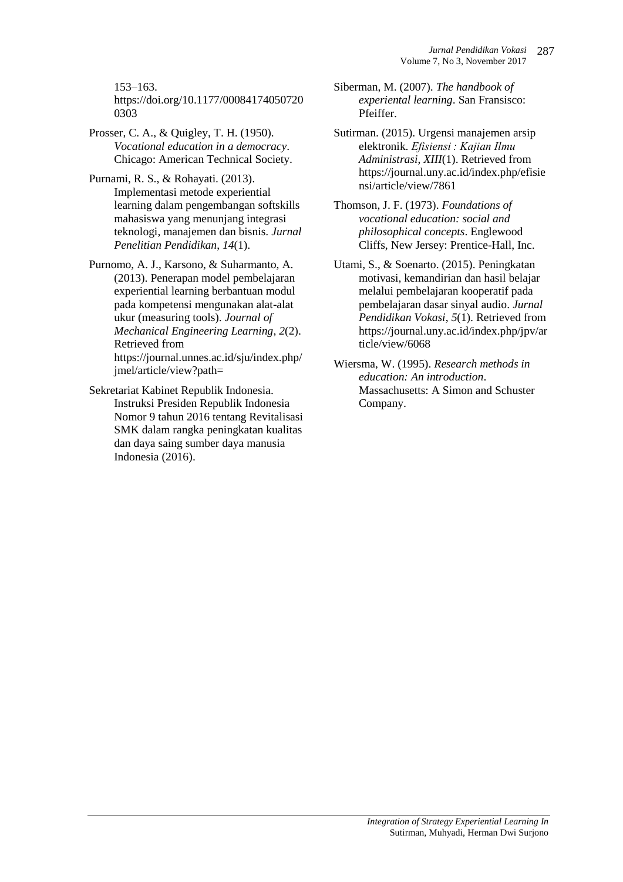153–163. https://doi.org/10.1177/000841740507200303

Prosser, C. A., & Quigley, T. H. (1950). *Vocational education in a democracy*. Chicago: American Technical Society.

Purnami, R. S., & Rohayati. (2013). Implementasi metode experiential learning dalam pengembangan softskills mahasiswa yang menunjang integrasi teknologi, manajemen dan bisnis. *Jurnal Penelitian Pendidikan*, *14*(1).

Purnomo, A. J., Karsono, & Suharmanto, A. (2013). Penerapan model pembelajaran experiential learning berbantuan modul pada kompetensi mengunakan alat-alat ukur (measuring tools). *Journal of Mechanical Engineering Learning*, *2*(2). Retrieved from https://journal.unnes.ac.id/sju/index.php/jmel/article/view?path=

Sekretariat Kabinet Republik Indonesia. Instruksi Presiden Republik Indonesia Nomor 9 tahun 2016 tentang Revitalisasi SMK dalam rangka peningkatan kualitas dan daya saing sumber daya manusia Indonesia (2016).

Siberman, M. (2007). *The handbook of experiental learning*. San Fransisco: Pfeiffer.

Sutirman. (2015). Urgensi manajemen arsip elektronik. *Efisiensi : Kajian Ilmu Administrasi*, *XIII*(1). Retrieved from https://journal.uny.ac.id/index.php/efisiensi/article/view/7861

Thomson, J. F. (1973). *Foundations of vocational education: social and philosophical concepts*. Englewood Cliffs, New Jersey: Prentice-Hall, Inc.

Utami, S., & Soenarto. (2015). Peningkatan motivasi, kemandirian dan hasil belajar melalui pembelajaran kooperatif pada pembelajaran dasar sinyal audio. *Jurnal Pendidikan Vokasi*, *5*(1). Retrieved from https://journal.uny.ac.id/index.php/jpv/article/view/6068

Wiersma, W. (1995). *Research methods in education: An introduction*. Massachusetts: A Simon and Schuster Company.